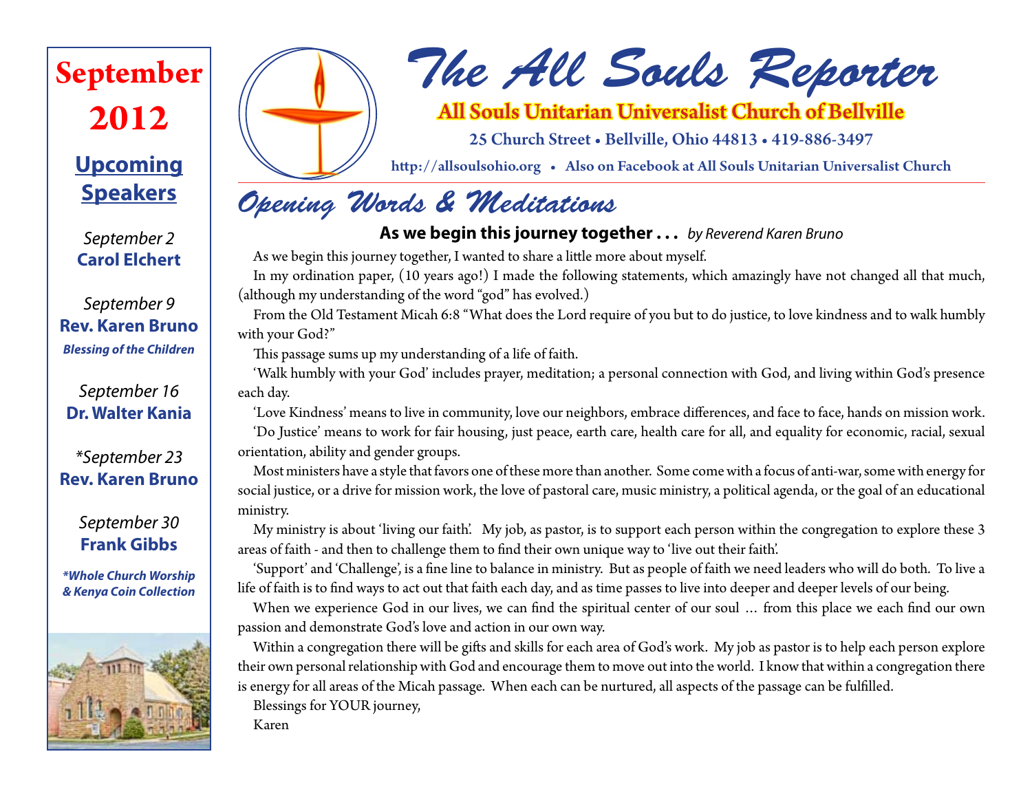# The All Souls Reporter

**All Souls Unitarian Universalist Church of Bellville**

25 Church Street • Bellville, Ohio 44813 • 419-886-3497

http://allsoulsohio.org • Also on Facebook at All Souls Unitarian Universalist Church

**September 2012**

## Upcoming Speakers

*September 2*
**Carol Elchert**

*September 9*
**Rev. Karen Bruno**
***Blessing of the Children***

*September 16*
**Dr. Walter Kania**

**September 23*
**Rev. Karen Bruno**

*September 30*
**Frank Gibbs**

****Whole Church Worship & Kenya Coin Collection***

## Opening Words & Meditations

**As we begin this journey together . . .** *by Reverend Karen Bruno*

As we begin this journey together, I wanted to share a little more about myself.

In my ordination paper, (10 years ago!) I made the following statements, which amazingly have not changed all that much, (although my understanding of the word "god" has evolved.)

From the Old Testament Micah 6:8 "What does the Lord require of you but to do justice, to love kindness and to walk humbly with your God?"

This passage sums up my understanding of a life of faith.

'Walk humbly with your God' includes prayer, meditation; a personal connection with God, and living within God's presence each day.

'Love Kindness' means to live in community, love our neighbors, embrace differences, and face to face, hands on mission work.

'Do Justice' means to work for fair housing, just peace, earth care, health care for all, and equality for economic, racial, sexual orientation, ability and gender groups.

Most ministers have a style that favors one of these more than another. Some come with a focus of anti-war, some with energy for social justice, or a drive for mission work, the love of pastoral care, music ministry, a political agenda, or the goal of an educational ministry.

My ministry is about 'living our faith'. My job, as pastor, is to support each person within the congregation to explore these 3 areas of faith - and then to challenge them to find their own unique way to 'live out their faith'.

'Support' and 'Challenge', is a fine line to balance in ministry. But as people of faith we need leaders who will do both. To live a life of faith is to find ways to act out that faith each day, and as time passes to live into deeper and deeper levels of our being.

When we experience God in our lives, we can find the spiritual center of our soul … from this place we each find our own passion and demonstrate God's love and action in our own way.

Within a congregation there will be gifts and skills for each area of God's work. My job as pastor is to help each person explore their own personal relationship with God and encourage them to move out into the world. I know that within a congregation there is energy for all areas of the Micah passage. When each can be nurtured, all aspects of the passage can be fulfilled.

Blessings for YOUR journey,

Karen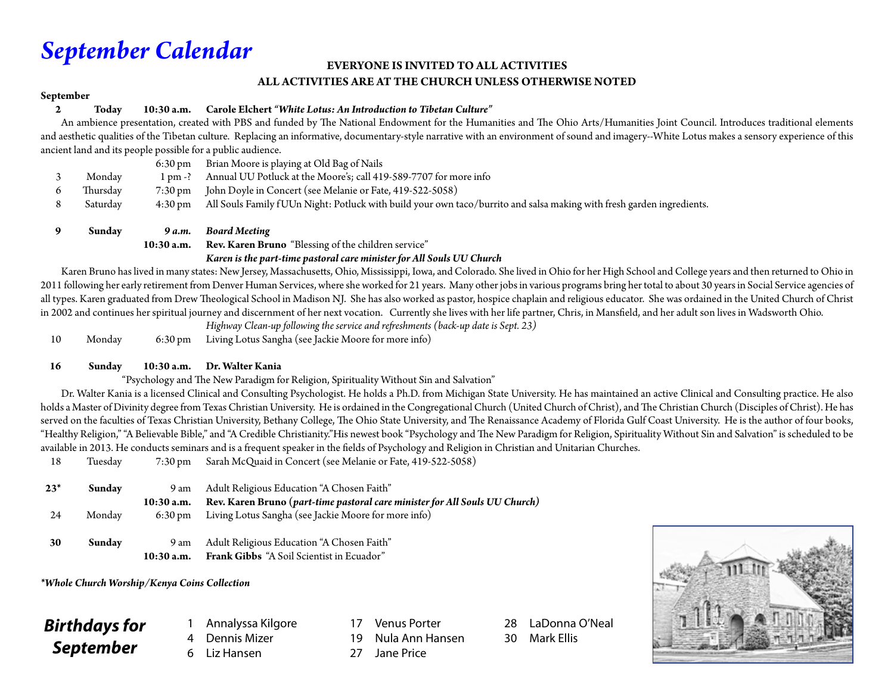# *September Calendar*

**EVERYONE IS INVITED TO ALL ACTIVITIES**

**ALL ACTIVITIES ARE AT THE CHURCH UNLESS OTHERWISE NOTED**

**September**

**2 Today 10:30 a.m. Carole Elchert** ***"White Lotus: An Introduction to Tibetan Culture"***

An ambience presentation, created with PBS and funded by The National Endowment for the Humanities and The Ohio Arts/Humanities Joint Council. Introduces traditional elements and aesthetic qualities of the Tibetan culture. Replacing an informative, documentary-style narrative with an environment of sound and imagery--White Lotus makes a sensory experience of this ancient land and its people possible for a public audience.

| | | | |
|---|---|---|---|
| | | 6:30 pm | Brian Moore is playing at Old Bag of Nails |
| 3 | Monday | 1 pm -? | Annual UU Potluck at the Moore's; call 419-589-7707 for more info |
| 6 | Thursday | 7:30 pm | John Doyle in Concert (see Melanie or Fate, 419-522-5058) |
| 8 | Saturday | 4:30 pm | All Souls Family fUUn Night: Potluck with build your own taco/burrito and salsa making with fresh garden ingredients. |

**9 Sunday** ***9 a.m. Board Meeting***

**10:30 a.m. Rev. Karen Bruno** "Blessing of the children service"

***Karen is the part-time pastoral care minister for All Souls UU Church***

Karen Bruno has lived in many states: New Jersey, Massachusetts, Ohio, Mississippi, Iowa, and Colorado. She lived in Ohio for her High School and College years and then returned to Ohio in 2011 following her early retirement from Denver Human Services, where she worked for 21 years. Many other jobs in various programs bring her total to about 30 years in Social Service agencies of all types. Karen graduated from Drew Theological School in Madison NJ. She has also worked as pastor, hospice chaplain and religious educator. She was ordained in the United Church of Christ in 2002 and continues her spiritual journey and discernment of her next vocation. Currently she lives with her life partner, Chris, in Mansfield, and her adult son lives in Wadsworth Ohio.

*Highway Clean-up following the service and refreshments (back-up date is Sept. 23)*

10 Monday 6:30 pm Living Lotus Sangha (see Jackie Moore for more info)

**16 Sunday 10:30 a.m. Dr. Walter Kania**

"Psychology and The New Paradigm for Religion, Spirituality Without Sin and Salvation"

Dr. Walter Kania is a licensed Clinical and Consulting Psychologist. He holds a Ph.D. from Michigan State University. He has maintained an active Clinical and Consulting practice. He also holds a Master of Divinity degree from Texas Christian University. He is ordained in the Congregational Church (United Church of Christ), and The Christian Church (Disciples of Christ). He has served on the faculties of Texas Christian University, Bethany College, The Ohio State University, and The Renaissance Academy of Florida Gulf Coast University. He is the author of four books, "Healthy Religion," "A Believable Bible," and "A Credible Christianity."His newest book "Psychology and The New Paradigm for Religion, Spirituality Without Sin and Salvation" is scheduled to be available in 2013. He conducts seminars and is a frequent speaker in the fields of Psychology and Religion in Christian and Unitarian Churches.

18 Tuesday 7:30 pm Sarah McQuaid in Concert (see Melanie or Fate, 419-522-5058)

| | | | |
|---|---|---|---|
| **23*** | **Sunday** | 9 am | Adult Religious Education "A Chosen Faith" |
| | | **10:30 a.m.** | **Rev. Karen Bruno (*part-time pastoral care minister for All Souls UU Church*)** |
| 24 | Monday | 6:30 pm | Living Lotus Sangha (see Jackie Moore for more info) |
| **30** | **Sunday** | 9 am | Adult Religious Education "A Chosen Faith" |
| | | **10:30 a.m.** | **Frank Gibbs** "A Soil Scientist in Ecuador" |

***\*Whole Church Worship/Kenya Coins Collection***

## *Birthdays for September*

- 1 Annalyssa Kilgore
- 4 Dennis Mizer
- 6 Liz Hansen
- 17 Venus Porter
- 19 Nula Ann Hansen
- 27 Jane Price
- 28 LaDonna O'Neal
- 30 Mark Ellis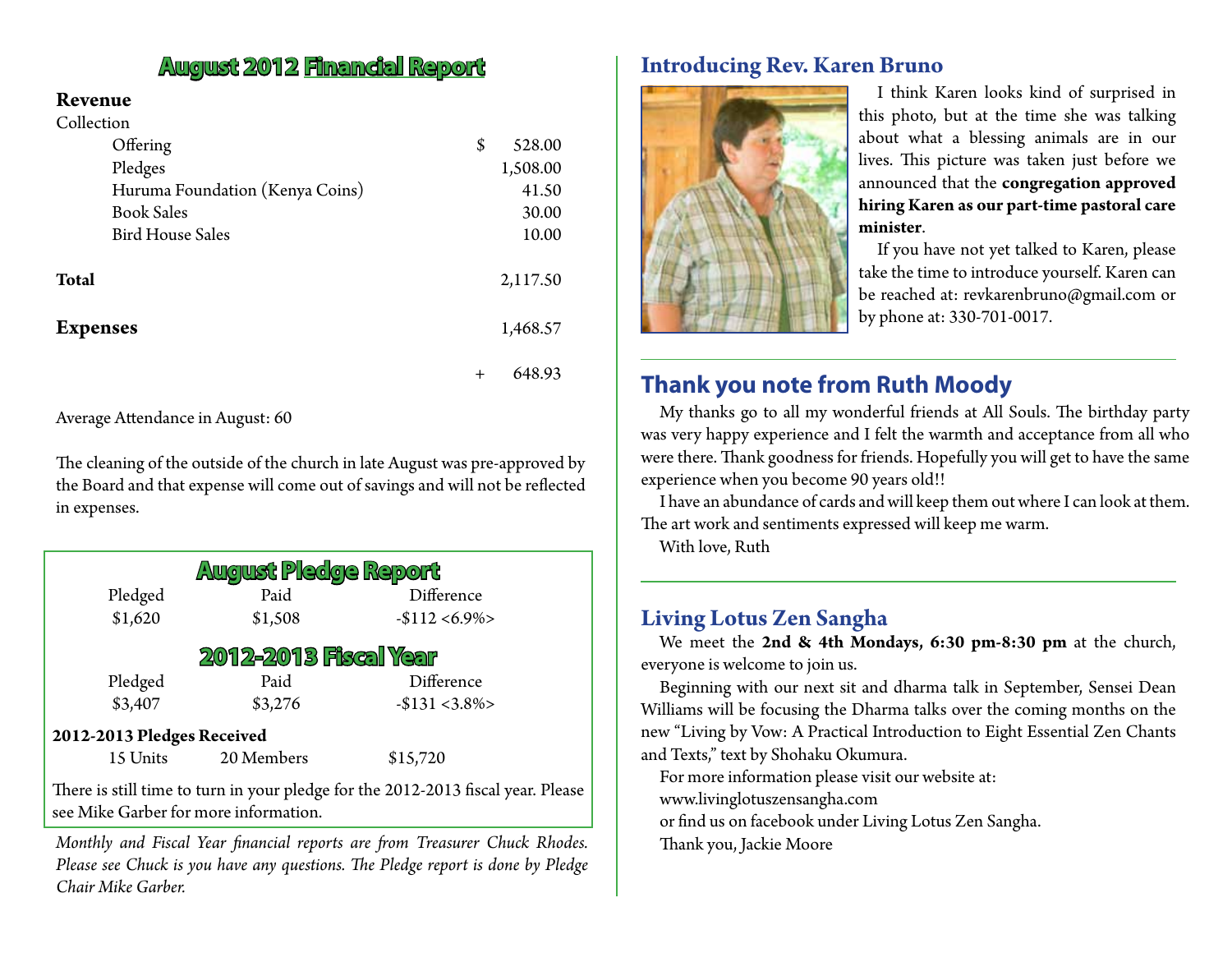## August 2012 Financial Report

**Revenue**

| Collection | |
|---|---|
| Offering | $ 528.00 |
| Pledges | 1,508.00 |
| Huruma Foundation (Kenya Coins) | 41.50 |
| Book Sales | 30.00 |
| Bird House Sales | 10.00 |
| **Total** | 2,117.50 |
| **Expenses** | 1,468.57 |
| | + 648.93 |

Average Attendance in August: 60

The cleaning of the outside of the church in late August was pre-approved by the Board and that expense will come out of savings and will not be reflected in expenses.

## August Pledge Report

| Pledged | Paid | Difference |
|---|---|---|
| $1,620 | $1,508 | -$112 <6.9%> |

## 2012-2013 Fiscal Year

| Pledged | Paid | Difference |
|---|---|---|
| $3,407 | $3,276 | -$131 <3.8%> |

**2012-2013 Pledges Received**

15 Units 20 Members $15,720

There is still time to turn in your pledge for the 2012-2013 fiscal year. Please see Mike Garber for more information.

*Monthly and Fiscal Year financial reports are from Treasurer Chuck Rhodes. Please see Chuck is you have any questions. The Pledge report is done by Pledge Chair Mike Garber.*

## Introducing Rev. Karen Bruno

I think Karen looks kind of surprised in this photo, but at the time she was talking about what a blessing animals are in our lives. This picture was taken just before we announced that the **congregation approved hiring Karen as our part-time pastoral care minister**.

If you have not yet talked to Karen, please take the time to introduce yourself. Karen can be reached at: revkarenbruno@gmail.com or by phone at: 330-701-0017.

## Thank you note from Ruth Moody

My thanks go to all my wonderful friends at All Souls. The birthday party was very happy experience and I felt the warmth and acceptance from all who were there. Thank goodness for friends. Hopefully you will get to have the same experience when you become 90 years old!!

I have an abundance of cards and will keep them out where I can look at them. The art work and sentiments expressed will keep me warm.

With love, Ruth

## Living Lotus Zen Sangha

We meet the **2nd & 4th Mondays, 6:30 pm-8:30 pm** at the church, everyone is welcome to join us.

Beginning with our next sit and dharma talk in September, Sensei Dean Williams will be focusing the Dharma talks over the coming months on the new "Living by Vow: A Practical Introduction to Eight Essential Zen Chants and Texts," text by Shohaku Okumura.

For more information please visit our website at:
www.livinglotuszensangha.com
or find us on facebook under Living Lotus Zen Sangha.

Thank you, Jackie Moore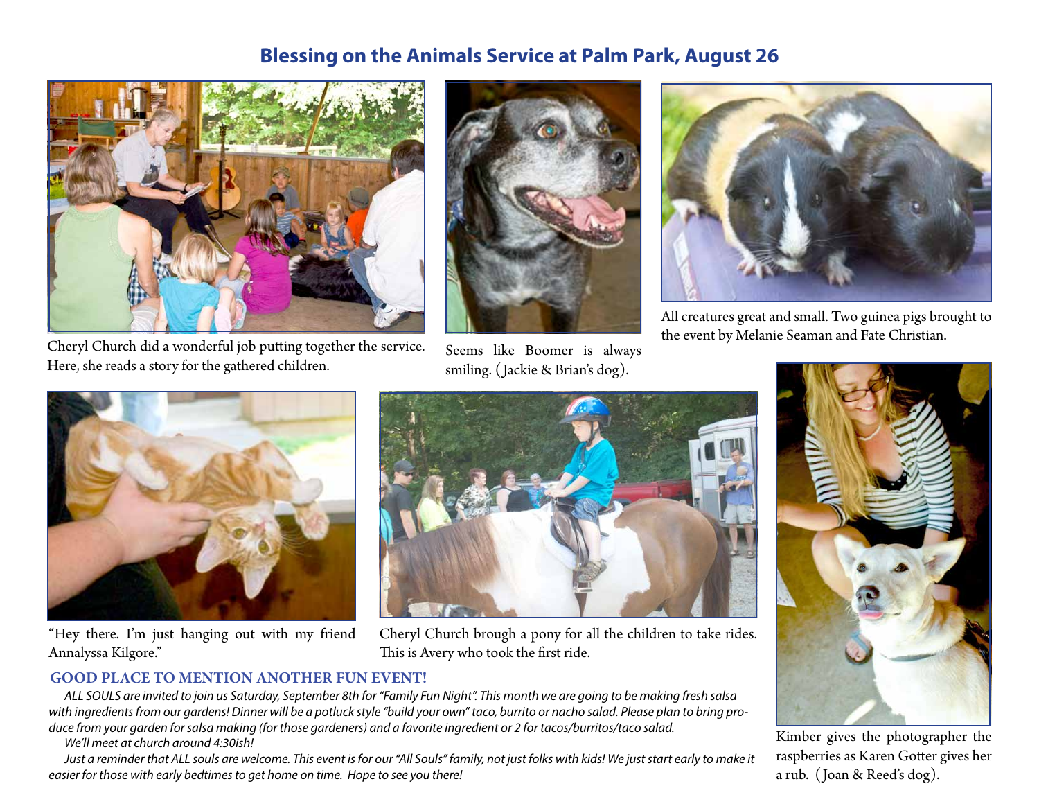## Blessing on the Animals Service at Palm Park, August 26

Cheryl Church did a wonderful job putting together the service. Here, she reads a story for the gathered children.

Seems like Boomer is always smiling. (Jackie & Brian's dog).

All creatures great and small. Two guinea pigs brought to the event by Melanie Seaman and Fate Christian.

"Hey there. I'm just hanging out with my friend Annalyssa Kilgore."

Cheryl Church brough a pony for all the children to take rides. This is Avery who took the first ride.

Kimber gives the photographer the raspberries as Karen Gotter gives her a rub. (Joan & Reed's dog).

### GOOD PLACE TO MENTION ANOTHER FUN EVENT!

*ALL SOULS are invited to join us Saturday, September 8th for "Family Fun Night". This month we are going to be making fresh salsa with ingredients from our gardens! Dinner will be a potluck style "build your own" taco, burrito or nacho salad. Please plan to bring produce from your garden for salsa making (for those gardeners) and a favorite ingredient or 2 for tacos/burritos/taco salad.*

*We'll meet at church around 4:30ish!*

*Just a reminder that ALL souls are welcome. This event is for our "All Souls" family, not just folks with kids! We just start early to make it easier for those with early bedtimes to get home on time. Hope to see you there!*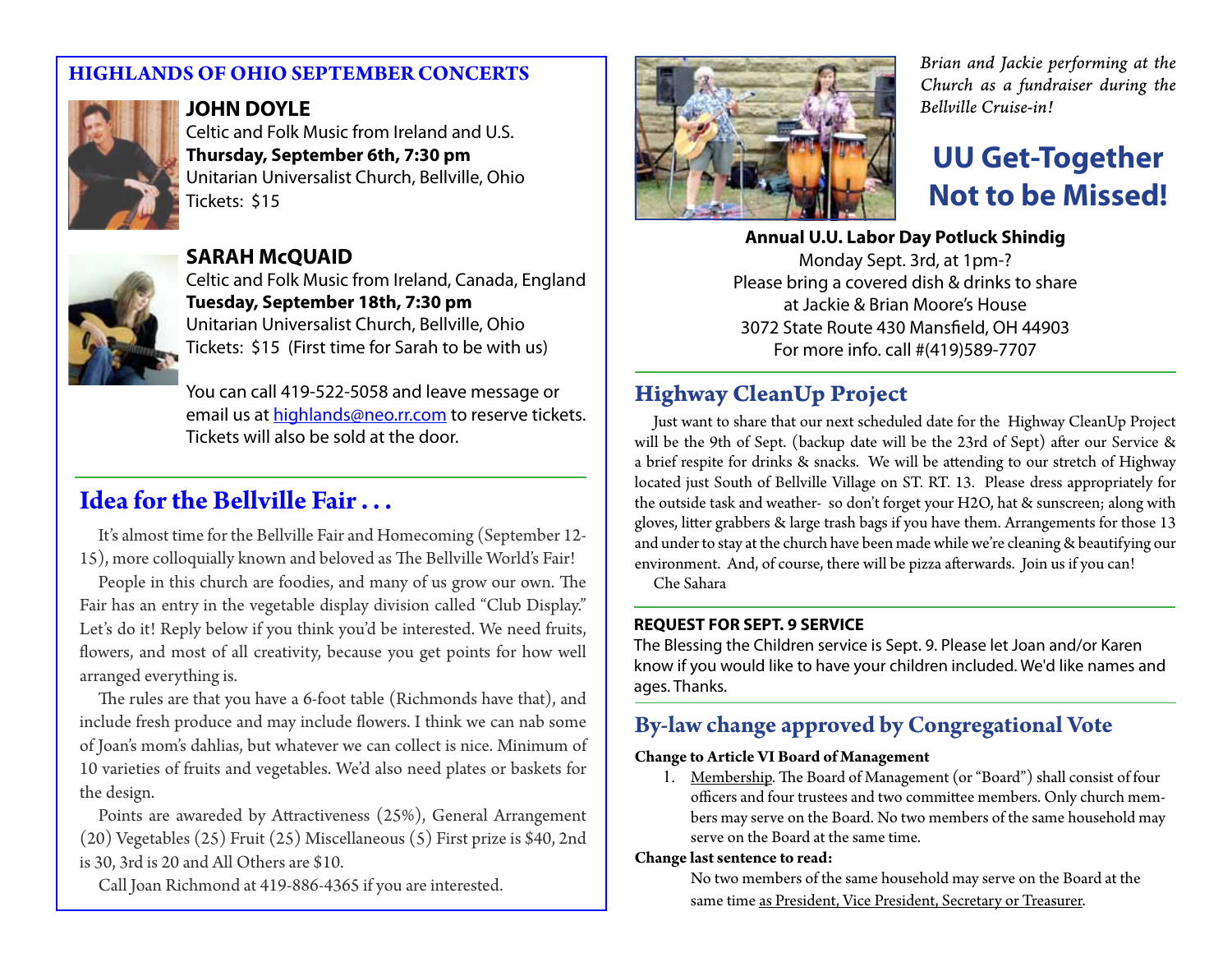## HIGHLANDS OF OHIO SEPTEMBER CONCERTS

**JOHN DOYLE**
Celtic and Folk Music from Ireland and U.S.
**Thursday, September 6th, 7:30 pm**
Unitarian Universalist Church, Bellville, Ohio
Tickets: $15

**SARAH McQUAID**
Celtic and Folk Music from Ireland, Canada, England
**Tuesday, September 18th, 7:30 pm**
Unitarian Universalist Church, Bellville, Ohio
Tickets: $15 (First time for Sarah to be with us)

You can call 419-522-5058 and leave message or email us at highlands@neo.rr.com to reserve tickets. Tickets will also be sold at the door.

## Idea for the Bellville Fair . . .

It's almost time for the Bellville Fair and Homecoming (September 12-15), more colloquially known and beloved as The Bellville World's Fair!

People in this church are foodies, and many of us grow our own. The Fair has an entry in the vegetable display division called "Club Display." Let's do it! Reply below if you think you'd be interested. We need fruits, flowers, and most of all creativity, because you get points for how well arranged everything is.

The rules are that you have a 6-foot table (Richmonds have that), and include fresh produce and may include flowers. I think we can nab some of Joan's mom's dahlias, but whatever we can collect is nice. Minimum of 10 varieties of fruits and vegetables. We'd also need plates or baskets for the design.

Points are awareded by Attractiveness (25%), General Arrangement (20) Vegetables (25) Fruit (25) Miscellaneous (5) First prize is $40, 2nd is 30, 3rd is 20 and All Others are $10.

Call Joan Richmond at 419-886-4365 if you are interested.

*Brian and Jackie performing at the Church as a fundraiser during the Bellville Cruise-in!*

## UU Get-Together Not to be Missed!

**Annual U.U. Labor Day Potluck Shindig**
Monday Sept. 3rd, at 1pm-?
Please bring a covered dish & drinks to share
at Jackie & Brian Moore's House
3072 State Route 430 Mansfield, OH 44903
For more info. call #(419)589-7707

## Highway CleanUp Project

Just want to share that our next scheduled date for the Highway CleanUp Project will be the 9th of Sept. (backup date will be the 23rd of Sept) after our Service & a brief respite for drinks & snacks. We will be attending to our stretch of Highway located just South of Bellville Village on ST. RT. 13. Please dress appropriately for the outside task and weather- so don't forget your H2O, hat & sunscreen; along with gloves, litter grabbers & large trash bags if you have them. Arrangements for those 13 and under to stay at the church have been made while we're cleaning & beautifying our environment. And, of course, there will be pizza afterwards. Join us if you can!

Che Sahara

### REQUEST FOR SEPT. 9 SERVICE

The Blessing the Children service is Sept. 9. Please let Joan and/or Karen know if you would like to have your children included. We'd like names and ages. Thanks.

## By-law change approved by Congregational Vote

**Change to Article VI Board of Management**

1. Membership. The Board of Management (or "Board") shall consist of four officers and four trustees and two committee members. Only church members may serve on the Board. No two members of the same household may serve on the Board at the same time.

**Change last sentence to read:**

No two members of the same household may serve on the Board at the same time as President, Vice President, Secretary or Treasurer.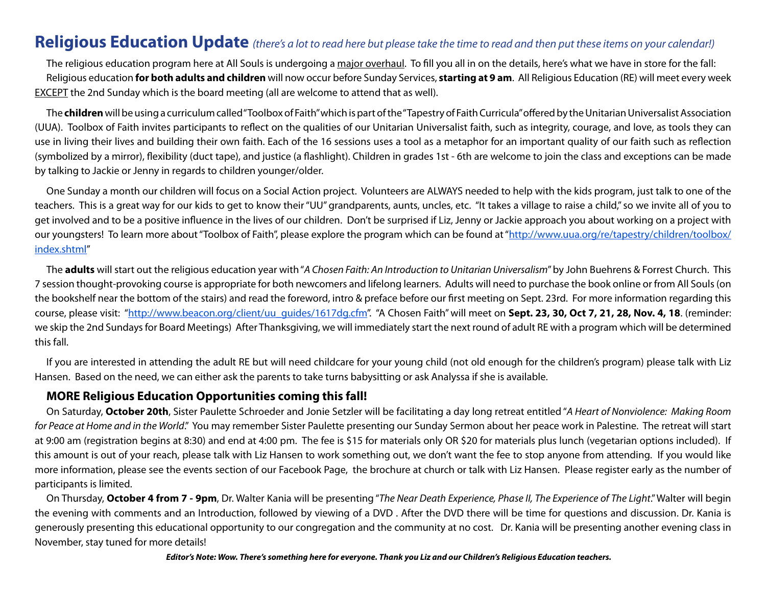# Religious Education Update *(there's a lot to read here but please take the time to read and then put these items on your calendar!)*

The religious education program here at All Souls is undergoing a major overhaul. To fill you all in on the details, here's what we have in store for the fall: Religious education **for both adults and children** will now occur before Sunday Services, **starting at 9 am**. All Religious Education (RE) will meet every week EXCEPT the 2nd Sunday which is the board meeting (all are welcome to attend that as well).

The **children** will be using a curriculum called "Toolbox of Faith" which is part of the "Tapestry of Faith Curricula" offered by the Unitarian Universalist Association (UUA). Toolbox of Faith invites participants to reflect on the qualities of our Unitarian Universalist faith, such as integrity, courage, and love, as tools they can use in living their lives and building their own faith. Each of the 16 sessions uses a tool as a metaphor for an important quality of our faith such as reflection (symbolized by a mirror), flexibility (duct tape), and justice (a flashlight). Children in grades 1st - 6th are welcome to join the class and exceptions can be made by talking to Jackie or Jenny in regards to children younger/older.

One Sunday a month our children will focus on a Social Action project. Volunteers are ALWAYS needed to help with the kids program, just talk to one of the teachers. This is a great way for our kids to get to know their "UU" grandparents, aunts, uncles, etc. "It takes a village to raise a child," so we invite all of you to get involved and to be a positive influence in the lives of our children. Don't be surprised if Liz, Jenny or Jackie approach you about working on a project with our youngsters! To learn more about "Toolbox of Faith", please explore the program which can be found at "http://www.uua.org/re/tapestry/children/toolbox/index.shtml"

The **adults** will start out the religious education year with "*A Chosen Faith: An Introduction to Unitarian Universalism*" by John Buehrens & Forrest Church. This 7 session thought-provoking course is appropriate for both newcomers and lifelong learners. Adults will need to purchase the book online or from All Souls (on the bookshelf near the bottom of the stairs) and read the foreword, intro & preface before our first meeting on Sept. 23rd. For more information regarding this course, please visit: "http://www.beacon.org/client/uu_guides/1617dg.cfm". "A Chosen Faith" will meet on **Sept. 23, 30, Oct 7, 21, 28, Nov. 4, 18**. (reminder: we skip the 2nd Sundays for Board Meetings) After Thanksgiving, we will immediately start the next round of adult RE with a program which will be determined this fall.

If you are interested in attending the adult RE but will need childcare for your young child (not old enough for the children's program) please talk with Liz Hansen. Based on the need, we can either ask the parents to take turns babysitting or ask Analyssa if she is available.

### MORE Religious Education Opportunities coming this fall!

On Saturday, **October 20th**, Sister Paulette Schroeder and Jonie Setzler will be facilitating a day long retreat entitled "*A Heart of Nonviolence: Making Room for Peace at Home and in the World*." You may remember Sister Paulette presenting our Sunday Sermon about her peace work in Palestine. The retreat will start at 9:00 am (registration begins at 8:30) and end at 4:00 pm. The fee is $15 for materials only OR $20 for materials plus lunch (vegetarian options included). If this amount is out of your reach, please talk with Liz Hansen to work something out, we don't want the fee to stop anyone from attending. If you would like more information, please see the events section of our Facebook Page, the brochure at church or talk with Liz Hansen. Please register early as the number of participants is limited.

On Thursday, **October 4 from 7 - 9pm**, Dr. Walter Kania will be presenting "*The Near Death Experience, Phase II, The Experience of The Light*." Walter will begin the evening with comments and an Introduction, followed by viewing of a DVD . After the DVD there will be time for questions and discussion. Dr. Kania is generously presenting this educational opportunity to our congregation and the community at no cost. Dr. Kania will be presenting another evening class in November, stay tuned for more details!

***Editor's Note: Wow. There's something here for everyone. Thank you Liz and our Children's Religious Education teachers.***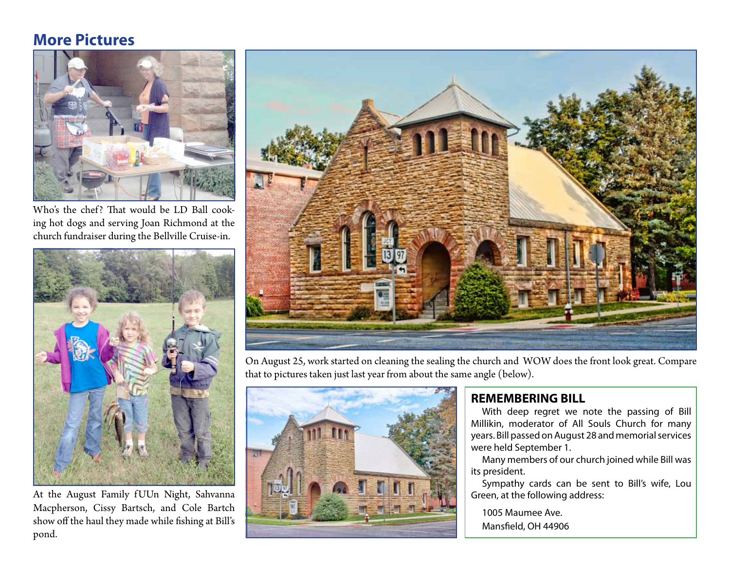## More Pictures

Who's the chef? That would be LD Ball cooking hot dogs and serving Joan Richmond at the church fundraiser during the Bellville Cruise-in.

At the August Family fUUn Night, Sahvanna Macpherson, Cissy Bartsch, and Cole Bartch show off the haul they made while fishing at Bill's pond.

On August 25, work started on cleaning the sealing the church and WOW does the front look great. Compare that to pictures taken just last year from about the same angle (below).

### REMEMBERING BILL

With deep regret we note the passing of Bill Millikin, moderator of All Souls Church for many years. Bill passed on August 28 and memorial services were held September 1.

Many members of our church joined while Bill was its president.

Sympathy cards can be sent to Bill's wife, Lou Green, at the following address:

1005 Maumee Ave.
Mansfield, OH 44906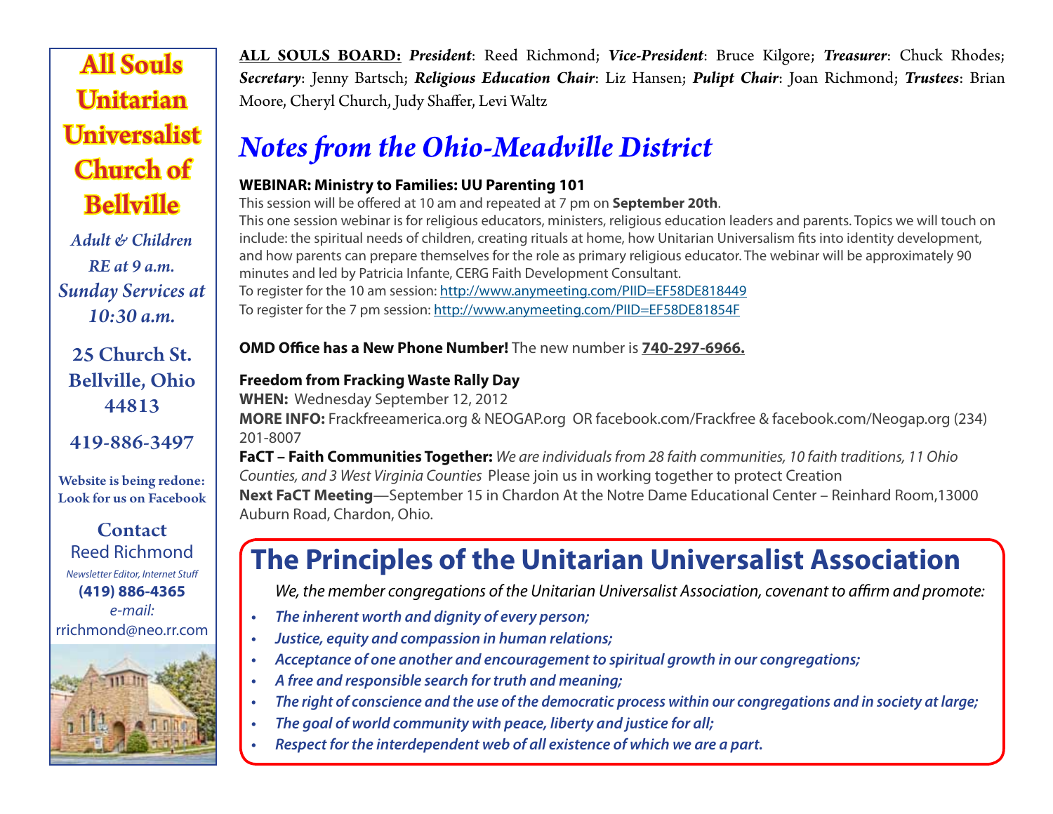# All Souls Unitarian Universalist Church of Bellville

*Adult & Children RE at 9 a.m.*
*Sunday Services at 10:30 a.m.*

**25 Church St.**
**Bellville, Ohio 44813**

**419-886-3497**

**Website is being redone: Look for us on Facebook**

**Contact**
Reed Richmond
*Newsletter Editor, Internet Stuff*
**(419) 886-4365**
*e-mail:*
rrichmond@neo.rr.com

**ALL SOULS BOARD:** ***President***: Reed Richmond; ***Vice-President***: Bruce Kilgore; ***Treasurer***: Chuck Rhodes; ***Secretary***: Jenny Bartsch; ***Religious Education Chair***: Liz Hansen; ***Pulipt Chair***: Joan Richmond; ***Trustees***: Brian Moore, Cheryl Church, Judy Shaffer, Levi Waltz

## *Notes from the Ohio-Meadville District*

**WEBINAR: Ministry to Families: UU Parenting 101**

This session will be offered at 10 am and repeated at 7 pm on **September 20th**.

This one session webinar is for religious educators, ministers, religious education leaders and parents. Topics we will touch on include: the spiritual needs of children, creating rituals at home, how Unitarian Universalism fits into identity development, and how parents can prepare themselves for the role as primary religious educator. The webinar will be approximately 90 minutes and led by Patricia Infante, CERG Faith Development Consultant.

To register for the 10 am session: http://www.anymeeting.com/PIID=EF58DE818449

To register for the 7 pm session: http://www.anymeeting.com/PIID=EF58DE81854F

**OMD Office has a New Phone Number!** The new number is **740-297-6966.**

**Freedom from Fracking Waste Rally Day**

**WHEN:** Wednesday September 12, 2012

**MORE INFO:** Frackfreeamerica.org & NEOGAP.org OR facebook.com/Frackfree & facebook.com/Neogap.org (234) 201-8007

**FaCT – Faith Communities Together:** *We are individuals from 28 faith communities, 10 faith traditions, 11 Ohio Counties, and 3 West Virginia Counties* Please join us in working together to protect Creation

**Next FaCT Meeting**—September 15 in Chardon At the Notre Dame Educational Center – Reinhard Room,13000 Auburn Road, Chardon, Ohio.

## The Principles of the Unitarian Universalist Association

*We, the member congregations of the Unitarian Universalist Association, covenant to affirm and promote:*

- ***The inherent worth and dignity of every person;***
- ***Justice, equity and compassion in human relations;***
- ***Acceptance of one another and encouragement to spiritual growth in our congregations;***
- ***A free and responsible search for truth and meaning;***
- ***The right of conscience and the use of the democratic process within our congregations and in society at large;***
- ***The goal of world community with peace, liberty and justice for all;***
- ***Respect for the interdependent web of all existence of which we are a part.***